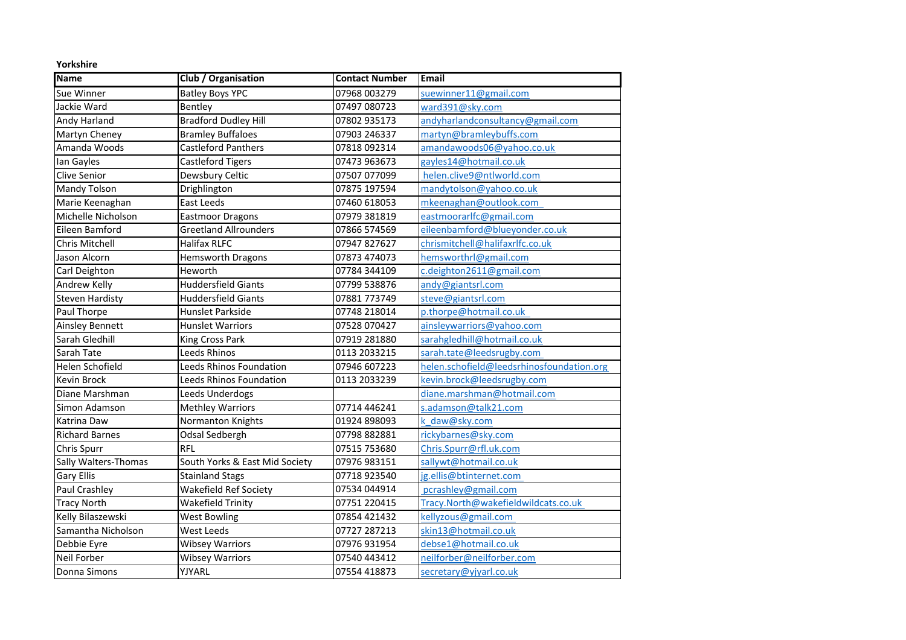**Yorkshire**

| Name | Club / Organisation | Contact Number | Email |
|---|---|---|---|
| Sue Winner | Batley Boys YPC | 07968 003279 | suewinner11@gmail.com |
| Jackie Ward | Bentley | 07497 080723 | ward391@sky.com |
| Andy Harland | Bradford Dudley Hill | 07802 935173 | andyharlandconsultancy@gmail.com |
| Martyn Cheney | Bramley Buffaloes | 07903 246337 | martyn@bramleybuffs.com |
| Amanda Woods | Castleford Panthers | 07818 092314 | amandawoods06@yahoo.co.uk |
| Ian Gayles | Castleford Tigers | 07473 963673 | gayles14@hotmail.co.uk |
| Clive Senior | Dewsbury Celtic | 07507 077099 | helen.clive9@ntlworld.com |
| Mandy Tolson | Drighlington | 07875 197594 | mandytolson@yahoo.co.uk |
| Marie Keenaghan | East Leeds | 07460 618053 | mkeenaghan@outlook.com |
| Michelle Nicholson | Eastmoor Dragons | 07979 381819 | eastmoorarlfc@gmail.com |
| Eileen Bamford | Greetland Allrounders | 07866 574569 | eileenbamford@blueyonder.co.uk |
| Chris Mitchell | Halifax RLFC | 07947 827627 | chrismitchell@halifaxrlfc.co.uk |
| Jason Alcorn | Hemsworth Dragons | 07873 474073 | hemsworthrl@gmail.com |
| Carl Deighton | Heworth | 07784 344109 | c.deighton2611@gmail.com |
| Andrew Kelly | Huddersfield Giants | 07799 538876 | andy@giantsrl.com |
| Steven Hardisty | Huddersfield Giants | 07881 773749 | steve@giantsrl.com |
| Paul Thorpe | Hunslet Parkside | 07748 218014 | p.thorpe@hotmail.co.uk |
| Ainsley Bennett | Hunslet Warriors | 07528 070427 | ainsleywarriors@yahoo.com |
| Sarah Gledhill | King Cross Park | 07919 281880 | sarahgledhill@hotmail.co.uk |
| Sarah Tate | Leeds Rhinos | 0113 2033215 | sarah.tate@leedsrugby.com |
| Helen Schofield | Leeds Rhinos Foundation | 07946 607223 | helen.schofield@leedsrhinosfoundation.org |
| Kevin Brock | Leeds Rhinos Foundation | 0113 2033239 | kevin.brock@leedsrugby.com |
| Diane Marshman | Leeds Underdogs | | diane.marshman@hotmail.com |
| Simon Adamson | Methley Warriors | 07714 446241 | s.adamson@talk21.com |
| Katrina Daw | Normanton Knights | 01924 898093 | k_daw@sky.com |
| Richard Barnes | Odsal Sedbergh | 07798 882881 | rickybarnes@sky.com |
| Chris Spurr | RFL | 07515 753680 | Chris.Spurr@rfl.uk.com |
| Sally Walters-Thomas | South Yorks & East Mid Society | 07976 983151 | sallywt@hotmail.co.uk |
| Gary Ellis | Stainland Stags | 07718 923540 | jg.ellis@btinternet.com |
| Paul Crashley | Wakefield Ref Society | 07534 044914 | pcrashley@gmail.com |
| Tracy North | Wakefield Trinity | 07751 220415 | Tracy.North@wakefieldwildcats.co.uk |
| Kelly Bilaszewski | West Bowling | 07854 421432 | kellyzous@gmail.com |
| Samantha Nicholson | West Leeds | 07727 287213 | skin13@hotmail.co.uk |
| Debbie Eyre | Wibsey Warriors | 07976 931954 | debse1@hotmail.co.uk |
| Neil Forber | Wibsey Warriors | 07540 443412 | neilforber@neilforber.com |
| Donna Simons | YJYARL | 07554 418873 | secretary@yjyarl.co.uk |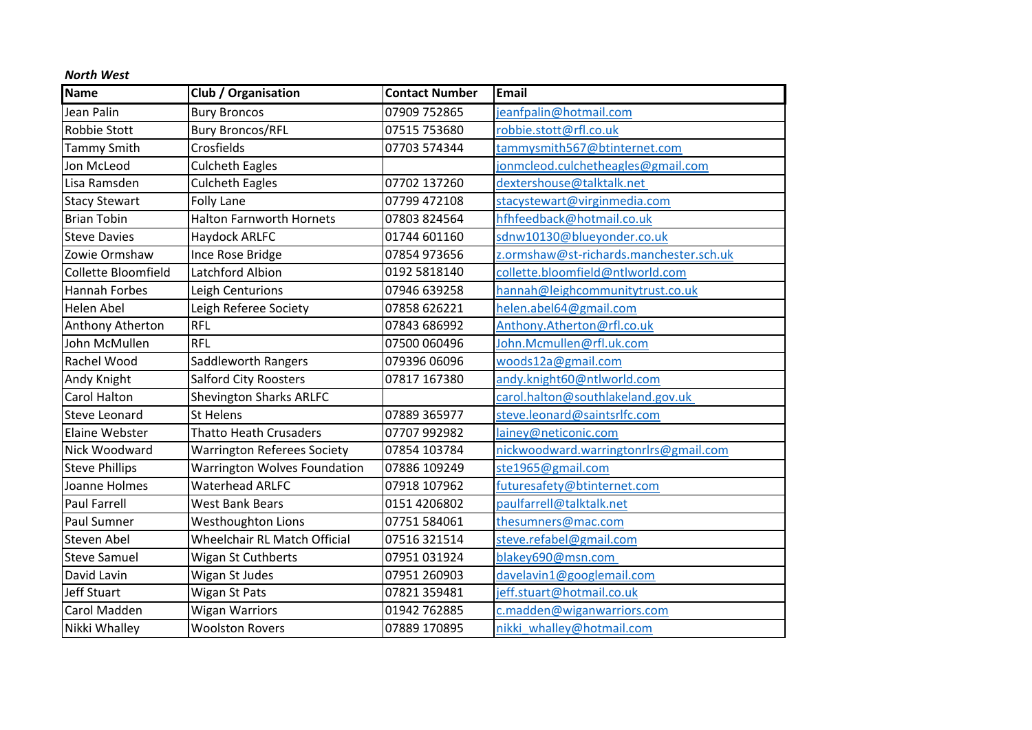***North West***

| Name | Club / Organisation | Contact Number | Email |
|---|---|---|---|
| Jean Palin | Bury Broncos | 07909 752865 | jeanfpalin@hotmail.com |
| Robbie Stott | Bury Broncos/RFL | 07515 753680 | robbie.stott@rfl.co.uk |
| Tammy Smith | Crosfields | 07703 574344 | tammysmith567@btinternet.com |
| Jon McLeod | Culcheth Eagles | | jonmcleod.culchetheagles@gmail.com |
| Lisa Ramsden | Culcheth Eagles | 07702 137260 | dextershouse@talktalk.net |
| Stacy Stewart | Folly Lane | 07799 472108 | stacystewart@virginmedia.com |
| Brian Tobin | Halton Farnworth Hornets | 07803 824564 | hfhfeedback@hotmail.co.uk |
| Steve Davies | Haydock ARLFC | 01744 601160 | sdnw10130@blueyonder.co.uk |
| Zowie Ormshaw | Ince Rose Bridge | 07854 973656 | z.ormshaw@st-richards.manchester.sch.uk |
| Collette Bloomfield | Latchford Albion | 0192 5818140 | collette.bloomfield@ntlworld.com |
| Hannah Forbes | Leigh Centurions | 07946 639258 | hannah@leighcommunitytrust.co.uk |
| Helen Abel | Leigh Referee Society | 07858 626221 | helen.abel64@gmail.com |
| Anthony Atherton | RFL | 07843 686992 | Anthony.Atherton@rfl.co.uk |
| John McMullen | RFL | 07500 060496 | John.Mcmullen@rfl.uk.com |
| Rachel Wood | Saddleworth Rangers | 079396 06096 | woods12a@gmail.com |
| Andy Knight | Salford City Roosters | 07817 167380 | andy.knight60@ntlworld.com |
| Carol Halton | Shevington Sharks ARLFC | | carol.halton@southlakeland.gov.uk |
| Steve Leonard | St Helens | 07889 365977 | steve.leonard@saintsrlfc.com |
| Elaine Webster | Thatto Heath Crusaders | 07707 992982 | lainey@neticonic.com |
| Nick Woodward | Warrington Referees Society | 07854 103784 | nickwoodward.warringtonrlrs@gmail.com |
| Steve Phillips | Warrington Wolves Foundation | 07886 109249 | ste1965@gmail.com |
| Joanne Holmes | Waterhead ARLFC | 07918 107962 | futuresafety@btinternet.com |
| Paul Farrell | West Bank Bears | 0151 4206802 | paulfarrell@talktalk.net |
| Paul Sumner | Westhoughton Lions | 07751 584061 | thesumners@mac.com |
| Steven Abel | Wheelchair RL Match Official | 07516 321514 | steve.refabel@gmail.com |
| Steve Samuel | Wigan St Cuthberts | 07951 031924 | blakey690@msn.com |
| David Lavin | Wigan St Judes | 07951 260903 | davelavin1@googlemail.com |
| Jeff Stuart | Wigan St Pats | 07821 359481 | jeff.stuart@hotmail.co.uk |
| Carol Madden | Wigan Warriors | 01942 762885 | c.madden@wiganwarriors.com |
| Nikki Whalley | Woolston Rovers | 07889 170895 | nikki_whalley@hotmail.com |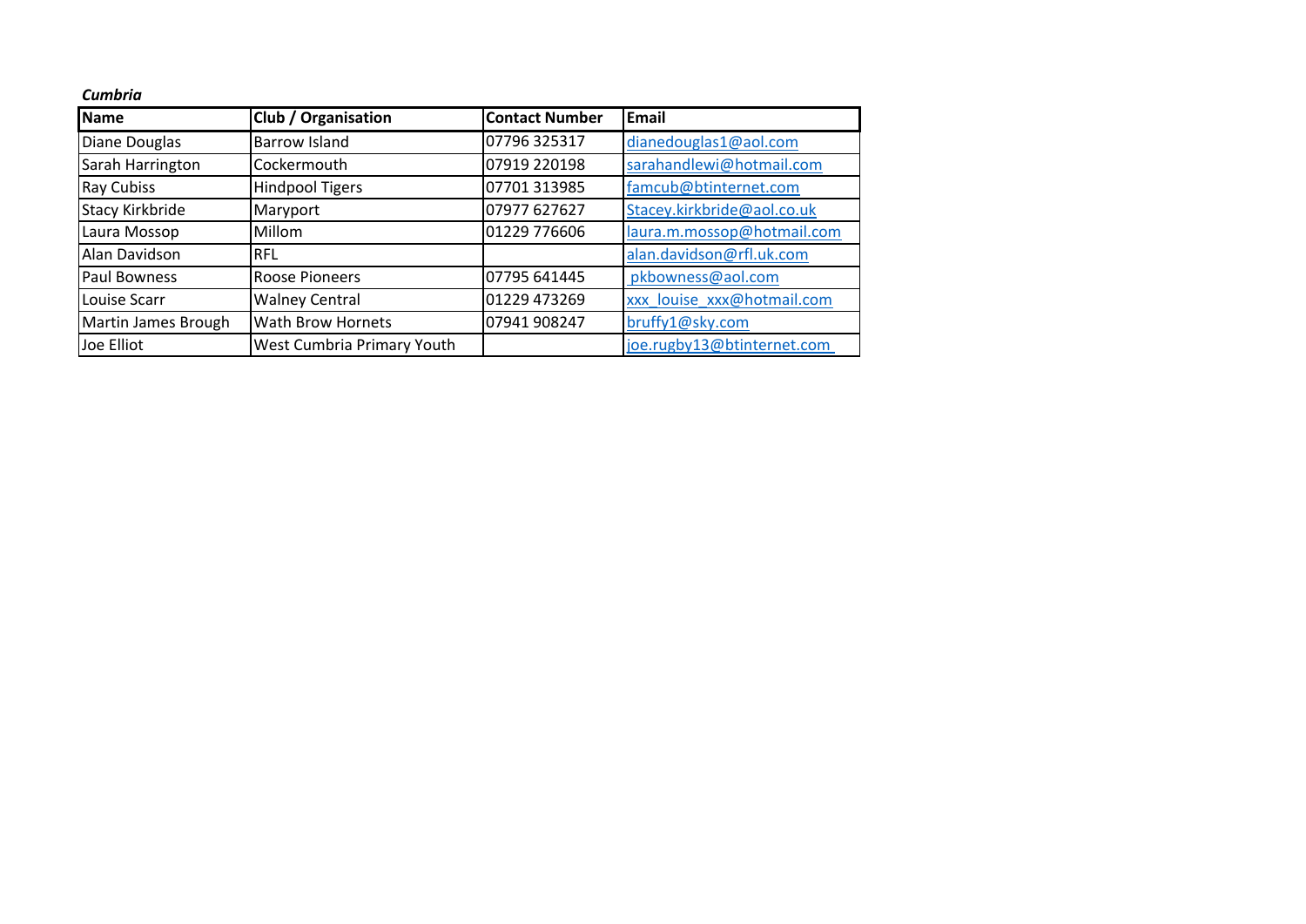*Cumbria*

| Name | Club / Organisation | Contact Number | Email |
|---|---|---|---|
| Diane Douglas | Barrow Island | 07796 325317 | dianedouglas1@aol.com |
| Sarah Harrington | Cockermouth | 07919 220198 | sarahandlewi@hotmail.com |
| Ray Cubiss | Hindpool Tigers | 07701 313985 | famcub@btinternet.com |
| Stacy Kirkbride | Maryport | 07977 627627 | Stacey.kirkbride@aol.co.uk |
| Laura Mossop | Millom | 01229 776606 | laura.m.mossop@hotmail.com |
| Alan Davidson | RFL | | alan.davidson@rfl.uk.com |
| Paul Bowness | Roose Pioneers | 07795 641445 | pkbowness@aol.com |
| Louise Scarr | Walney Central | 01229 473269 | xxx_louise_xxx@hotmail.com |
| Martin James Brough | Wath Brow Hornets | 07941 908247 | bruffy1@sky.com |
| Joe Elliot | West Cumbria Primary Youth | | joe.rugby13@btinternet.com |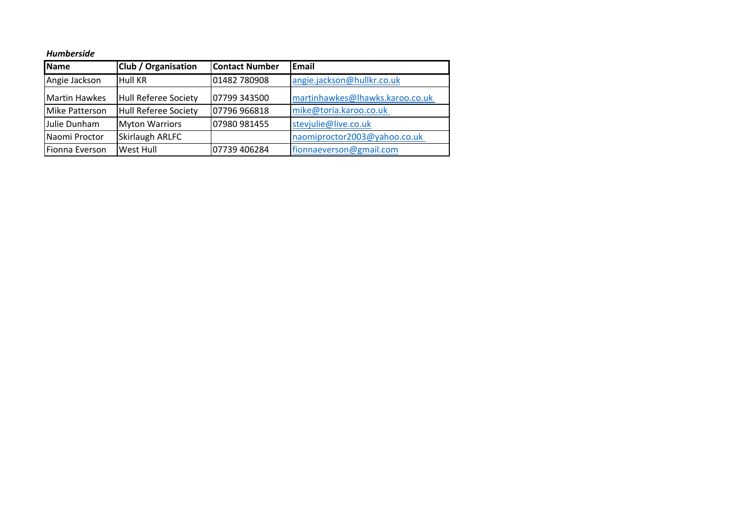*Humberside*

| Name | Club / Organisation | Contact Number | Email |
|---|---|---|---|
| Angie Jackson | Hull KR | 01482 780908 | angie.jackson@hullkr.co.uk |
| Martin Hawkes | Hull Referee Society | 07799 343500 | martinhawkes@lhawks.karoo.co.uk |
| Mike Patterson | Hull Referee Society | 07796 966818 | mike@toria.karoo.co.uk |
| Julie Dunham | Myton Warriors | 07980 981455 | stevjulie@live.co.uk |
| Naomi Proctor | Skirlaugh ARLFC | | naomiproctor2003@yahoo.co.uk |
| Fionna Everson | West Hull | 07739 406284 | fionnaeverson@gmail.com |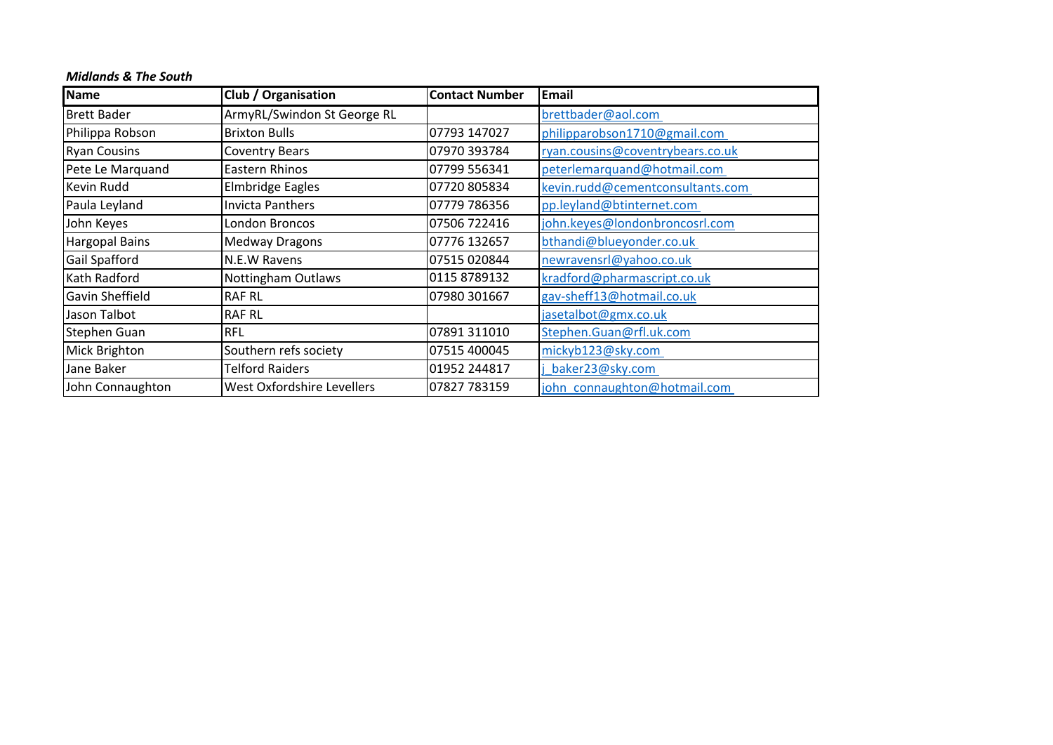***Midlands & The South***

| Name | Club / Organisation | Contact Number | Email |
|---|---|---|---|
| Brett Bader | ArmyRL/Swindon St George RL | | brettbader@aol.com |
| Philippa Robson | Brixton Bulls | 07793 147027 | philipparobson1710@gmail.com |
| Ryan Cousins | Coventry Bears | 07970 393784 | ryan.cousins@coventrybears.co.uk |
| Pete Le Marquand | Eastern Rhinos | 07799 556341 | peterlemarquand@hotmail.com |
| Kevin Rudd | Elmbridge Eagles | 07720 805834 | kevin.rudd@cementconsultants.com |
| Paula Leyland | Invicta Panthers | 07779 786356 | pp.leyland@btinternet.com |
| John Keyes | London Broncos | 07506 722416 | john.keyes@londonbroncosrl.com |
| Hargopal Bains | Medway Dragons | 07776 132657 | bthandi@blueyonder.co.uk |
| Gail Spafford | N.E.W Ravens | 07515 020844 | newravensrl@yahoo.co.uk |
| Kath Radford | Nottingham Outlaws | 0115 8789132 | kradford@pharmascript.co.uk |
| Gavin Sheffield | RAF RL | 07980 301667 | gav-sheff13@hotmail.co.uk |
| Jason Talbot | RAF RL | | jasetalbot@gmx.co.uk |
| Stephen Guan | RFL | 07891 311010 | Stephen.Guan@rfl.uk.com |
| Mick Brighton | Southern refs society | 07515 400045 | mickyb123@sky.com |
| Jane Baker | Telford Raiders | 01952 244817 | j_baker23@sky.com |
| John Connaughton | West Oxfordshire Levellers | 07827 783159 | john_connaughton@hotmail.com |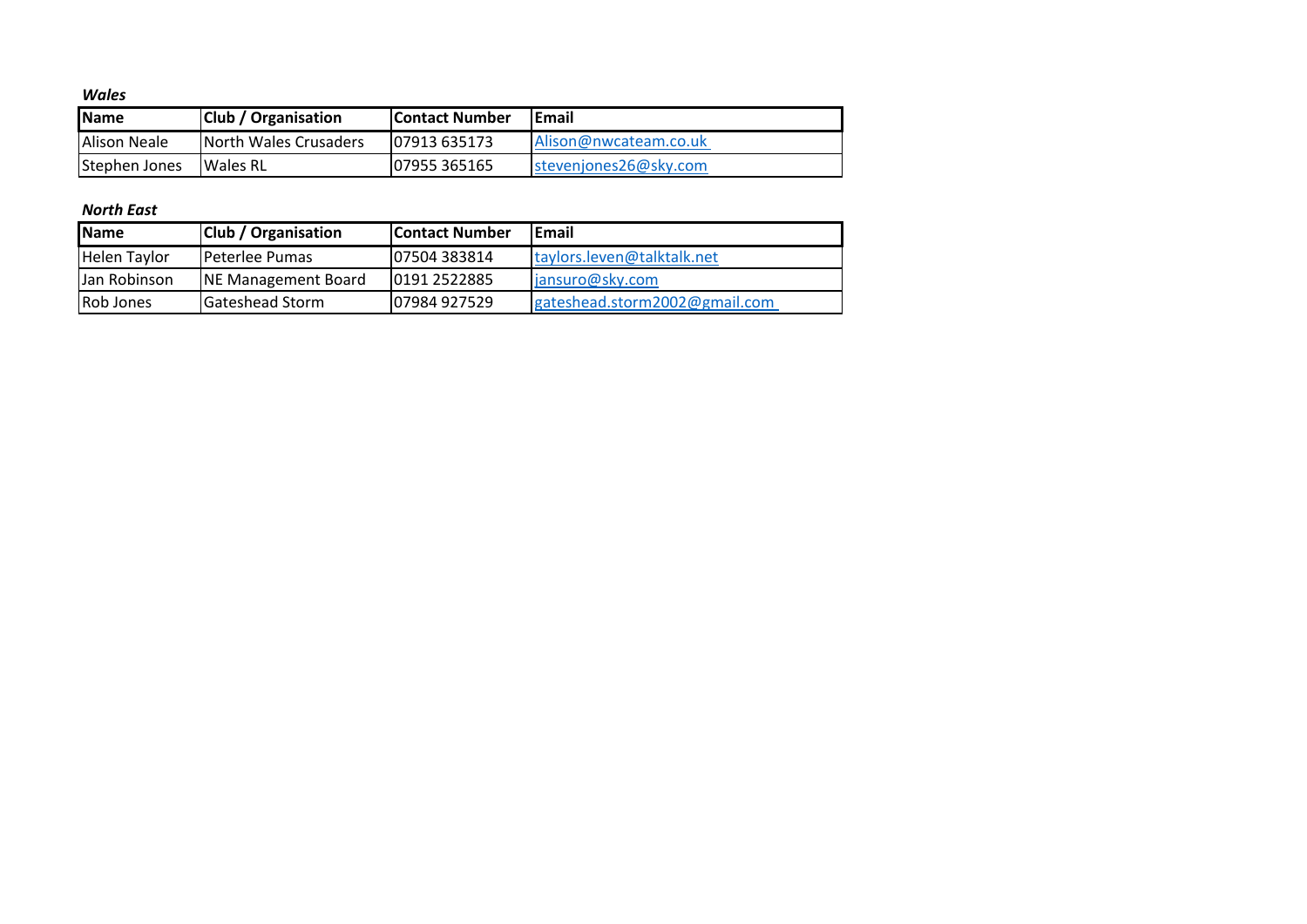***Wales***

| Name | Club / Organisation | Contact Number | Email |
|---|---|---|---|
| Alison Neale | North Wales Crusaders | 07913 635173 | Alison@nwcateam.co.uk |
| Stephen Jones | Wales RL | 07955 365165 | stevenjones26@sky.com |

***North East***

| Name | Club / Organisation | Contact Number | Email |
|---|---|---|---|
| Helen Taylor | Peterlee Pumas | 07504 383814 | taylors.leven@talktalk.net |
| Jan Robinson | NE Management Board | 0191 2522885 | jansuro@sky.com |
| Rob Jones | Gateshead Storm | 07984 927529 | gateshead.storm2002@gmail.com |